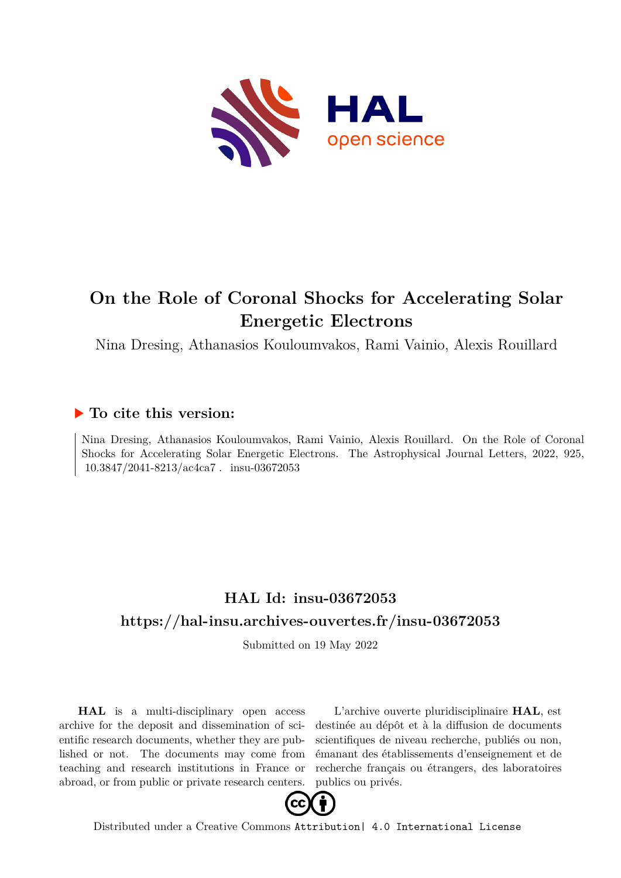# On the Role of Coronal Shocks for Accelerating Solar Energetic Electrons

Nina Dresing, Athanasios Kouloumvakos, Rami Vainio, Alexis Rouillard

## ▶ To cite this version:

Nina Dresing, Athanasios Kouloumvakos, Rami Vainio, Alexis Rouillard. On the Role of Coronal Shocks for Accelerating Solar Energetic Electrons. The Astrophysical Journal Letters, 2022, 925, 10.3847/2041-8213/ac4ca7 . insu-03672053

## HAL Id: insu-03672053

## https://hal-insu.archives-ouvertes.fr/insu-03672053

Submitted on 19 May 2022

**HAL** is a multi-disciplinary open access archive for the deposit and dissemination of scientific research documents, whether they are published or not. The documents may come from teaching and research institutions in France or abroad, or from public or private research centers.

L'archive ouverte pluridisciplinaire **HAL**, est destinée au dépôt et à la diffusion de documents scientifiques de niveau recherche, publiés ou non, émanant des établissements d'enseignement et de recherche français ou étrangers, des laboratoires publics ou privés.

Distributed under a Creative Commons Attribution| 4.0 International License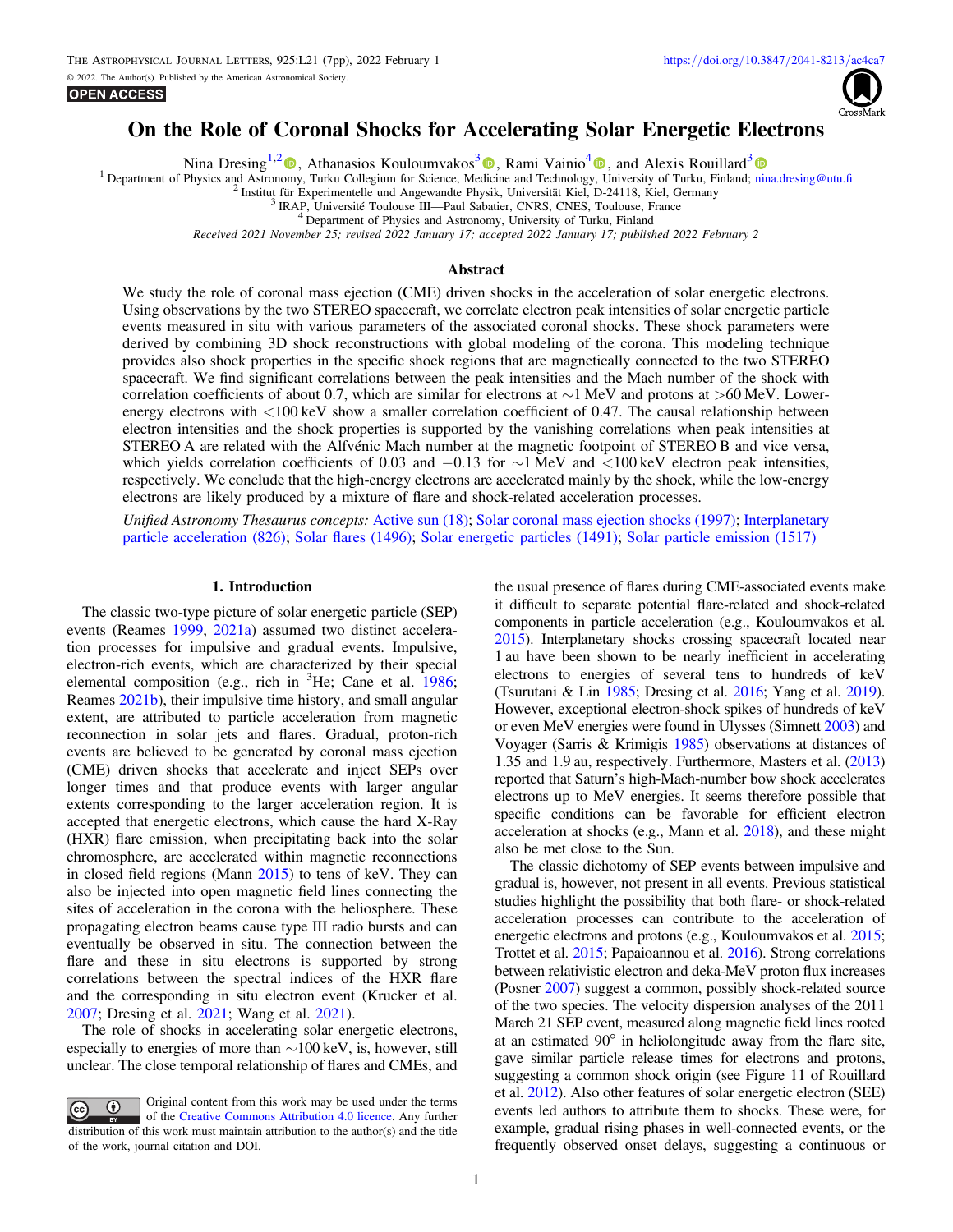# On the Role of Coronal Shocks for Accelerating Solar Energetic Electrons

Nina Dressing[1,2], Athanasios Kouloumvakos[3], Rami Vainio[4], and Alexis Rouillard[3]

[1] Department of Physics and Astronomy, Turku Collegium for Science, Medicine and Technology, University of Turku, Finland; nina.dresing@utu.fi
[2] Institut für Experimentelle und Angewandte Physik, Universität Kiel, D-24118, Kiel, Germany
[3] IRAP, Université Toulouse III—Paul Sabatier, CNRS, CNES, Toulouse, France
[4] Department of Physics and Astronomy, University of Turku, Finland

*Received 2021 November 25; revised 2022 January 17; accepted 2022 January 17; published 2022 February 2*

## Abstract

We study the role of coronal mass ejection (CME) driven shocks in the acceleration of solar energetic electrons. Using observations by the two STEREO spacecraft, we correlate electron peak intensities of solar energetic particle events measured in situ with various parameters of the associated coronal shocks. These shock parameters were derived by combining 3D shock reconstructions with global modeling of the corona. This modeling technique provides also shock properties in the specific shock regions that are magnetically connected to the two STEREO spacecraft. We find significant correlations between the peak intensities and the Mach number of the shock with correlation coefficients of about 0.7, which are similar for electrons at ∼1 MeV and protons at >60 MeV. Lower-energy electrons with <100 keV show a smaller correlation coefficient of 0.47. The causal relationship between electron intensities and the shock properties is supported by the vanishing correlations when peak intensities at STEREO A are related with the Alfvénic Mach number at the magnetic footpoint of STEREO B and vice versa, which yields correlation coefficients of 0.03 and −0.13 for ∼1 MeV and <100 keV electron peak intensities, respectively. We conclude that the high-energy electrons are accelerated mainly by the shock, while the low-energy electrons are likely produced by a mixture of flare and shock-related acceleration processes.

*Unified Astronomy Thesaurus concepts:* Active sun (18); Solar coronal mass ejection shocks (1997); Interplanetary particle acceleration (826); Solar flares (1496); Solar energetic particles (1491); Solar particle emission (1517)

## 1. Introduction

The classic two-type picture of solar energetic particle (SEP) events (Reames 1999, 2021a) assumed two distinct acceleration processes for impulsive and gradual events. Impulsive, electron-rich events, which are characterized by their special elemental composition (e.g., rich in $^{3}$He; Cane et al. 1986; Reames 2021b), their impulsive time history, and small angular extent, are attributed to particle acceleration from magnetic reconnection in solar jets and flares. Gradual, proton-rich events are believed to be generated by coronal mass ejection (CME) driven shocks that accelerate and inject SEPs over longer times and that produce events with larger angular extents corresponding to the larger acceleration region. It is accepted that energetic electrons, which cause the hard X-Ray (HXR) flare emission, when precipitating back into the solar chromosphere, are accelerated within magnetic reconnections in closed field regions (Mann 2015) to tens of keV. They can also be injected into open magnetic field lines connecting the sites of acceleration in the corona with the heliosphere. These propagating electron beams cause type III radio bursts and can eventually be observed in situ. The connection between the flare and these in situ electrons is supported by strong correlations between the spectral indices of the HXR flare and the corresponding in situ electron event (Krucker et al. 2007; Dresing et al. 2021; Wang et al. 2021).

The role of shocks in accelerating solar energetic electrons, especially to energies of more than ∼100 keV, is, however, still unclear. The close temporal relationship of flares and CMEs, and the usual presence of flares during CME-associated events make it difficult to separate potential flare-related and shock-related components in particle acceleration (e.g., Kouloumvakos et al. 2015). Interplanetary shocks crossing spacecraft located near 1 au have been shown to be nearly inefficient in accelerating electrons to energies of several tens to hundreds of keV (Tsurutani & Lin 1985; Dresing et al. 2016; Yang et al. 2019). However, exceptional electron-shock spikes of hundreds of keV or even MeV energies were found in Ulysses (Simnett 2003) and Voyager (Sarris & Krimigis 1985) observations at distances of 1.35 and 1.9 au, respectively. Furthermore, Masters et al. (2013) reported that Saturn's high-Mach-number bow shock accelerates electrons up to MeV energies. It seems therefore possible that specific conditions can be favorable for efficient electron acceleration at shocks (e.g., Mann et al. 2018), and these might also be met close to the Sun.

The classic dichotomy of SEP events between impulsive and gradual is, however, not present in all events. Previous statistical studies highlight the possibility that both flare- or shock-related acceleration processes can contribute to the acceleration of energetic electrons and protons (e.g., Kouloumvakos et al. 2015; Trottet et al. 2015; Papaioannou et al. 2016). Strong correlations between relativistic electron and deka-MeV proton flux increases (Posner 2007) suggest a common, possibly shock-related source of the two species. The velocity dispersion analyses of the 2011 March 21 SEP event, measured along magnetic field lines rooted at an estimated 90° in heliolongitude away from the flare site, gave similar particle release times for electrons and protons, suggesting a common shock origin (see Figure 11 of Rouillard et al. 2012). Also other features of solar energetic electron (SEE) events led authors to attribute them to shocks. These were, for example, gradual rising phases in well-connected events, or the frequently observed onset delays, suggesting a continuous or

Original content from this work may be used under the terms of the Creative Commons Attribution 4.0 licence. Any further distribution of this work must maintain attribution to the author(s) and the title of the work, journal citation and DOI.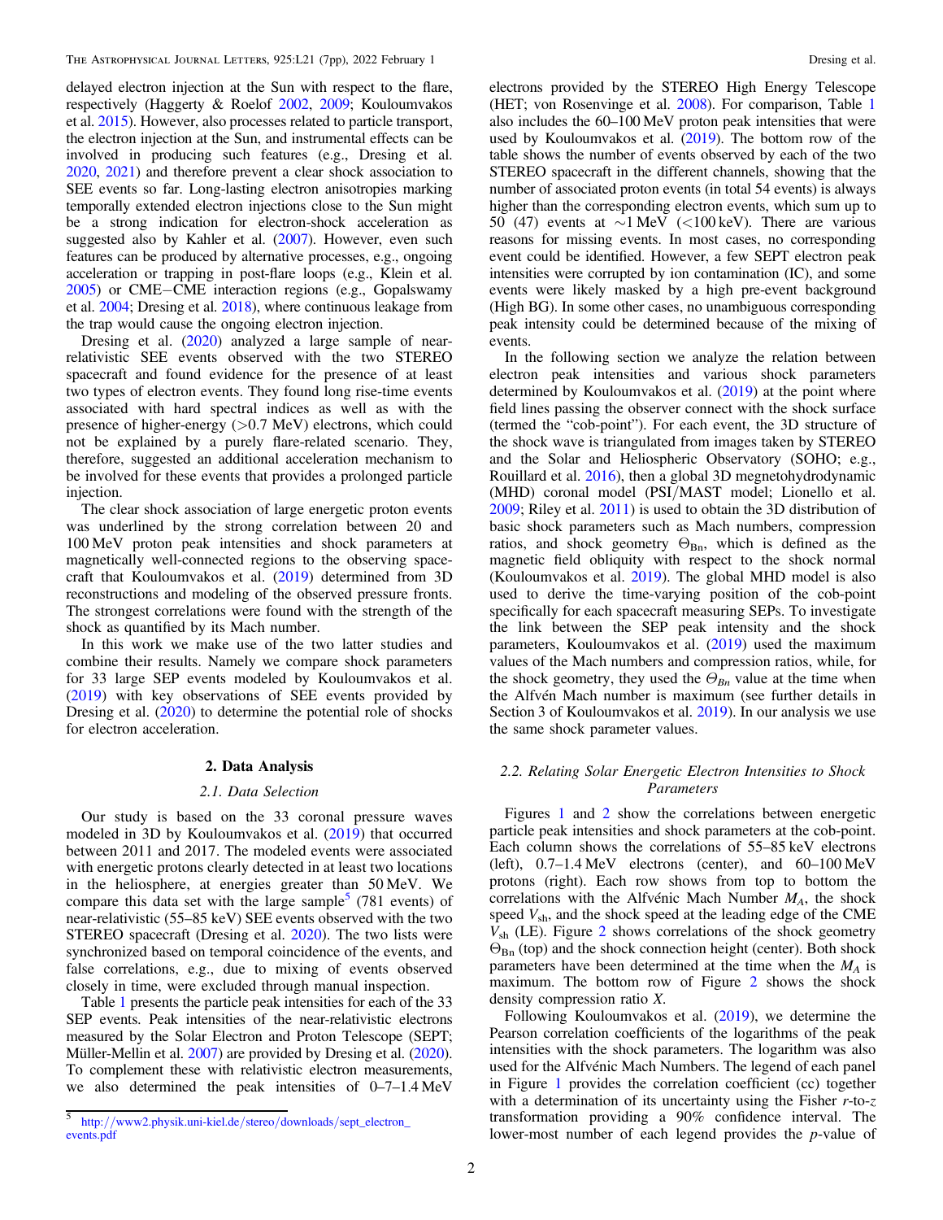delayed electron injection at the Sun with respect to the flare, respectively (Haggerty & Roelof 2002, 2009; Kouloumvakos et al. 2015). However, also processes related to particle transport, the electron injection at the Sun, and instrumental effects can be involved in producing such features (e.g., Dresing et al. 2020, 2021) and therefore prevent a clear shock association to SEE events so far. Long-lasting electron anisotropies marking temporally extended electron injections close to the Sun might be a strong indication for electron-shock acceleration as suggested also by Kahler et al. (2007). However, even such features can be produced by alternative processes, e.g., ongoing acceleration or trapping in post-flare loops (e.g., Klein et al. 2005) or CME−CME interaction regions (e.g., Gopalswamy et al. 2004; Dresing et al. 2018), where continuous leakage from the trap would cause the ongoing electron injection.

Dresing et al. (2020) analyzed a large sample of near-relativistic SEE events observed with the two STEREO spacecraft and found evidence for the presence of at least two types of electron events. They found long rise-time events associated with hard spectral indices as well as with the presence of higher-energy (>0.7 MeV) electrons, which could not be explained by a purely flare-related scenario. They, therefore, suggested an additional acceleration mechanism to be involved for these events that provides a prolonged particle injection.

The clear shock association of large energetic proton events was underlined by the strong correlation between 20 and 100 MeV proton peak intensities and shock parameters at magnetically well-connected regions to the observing spacecraft that Kouloumvakos et al. (2019) determined from 3D reconstructions and modeling of the observed pressure fronts. The strongest correlations were found with the strength of the shock as quantified by its Mach number.

In this work we make use of the two latter studies and combine their results. Namely we compare shock parameters for 33 large SEP events modeled by Kouloumvakos et al. (2019) with key observations of SEE events provided by Dresing et al. (2020) to determine the potential role of shocks for electron acceleration.

## 2. Data Analysis

### 2.1. Data Selection

Our study is based on the 33 coronal pressure waves modeled in 3D by Kouloumvakos et al. (2019) that occurred between 2011 and 2017. The modeled events were associated with energetic protons clearly detected in at least two locations in the heliosphere, at energies greater than 50 MeV. We compare this data set with the large sample[5] (781 events) of near-relativistic (55–85 keV) SEE events observed with the two STEREO spacecraft (Dresing et al. 2020). The two lists were synchronized based on temporal coincidence of the events, and false correlations, e.g., due to mixing of events observed closely in time, were excluded through manual inspection.

Table 1 presents the particle peak intensities for each of the 33 SEP events. Peak intensities of the near-relativistic electrons measured by the Solar Electron and Proton Telescope (SEPT; Müller-Mellin et al. 2007) are provided by Dresing et al. (2020). To complement these with relativistic electron measurements, we also determined the peak intensities of 0–7–1.4 MeV electrons provided by the STEREO High Energy Telescope (HET; von Rosenvinge et al. 2008). For comparison, Table 1 also includes the 60–100 MeV proton peak intensities that were used by Kouloumvakos et al. (2019). The bottom row of the table shows the number of events observed by each of the two STEREO spacecraft in the different channels, showing that the number of associated proton events (in total 54 events) is always higher than the corresponding electron events, which sum up to 50 (47) events at ∼1 MeV (<100 keV). There are various reasons for missing events. In most cases, no corresponding event could be identified. However, a few SEPT electron peak intensities were corrupted by ion contamination (IC), and some events were likely masked by a high pre-event background (High BG). In some other cases, no unambiguous corresponding peak intensity could be determined because of the mixing of events.

In the following section we analyze the relation between electron peak intensities and various shock parameters determined by Kouloumvakos et al. (2019) at the point where field lines passing the observer connect with the shock surface (termed the "cob-point"). For each event, the 3D structure of the shock wave is triangulated from images taken by STEREO and the Solar and Heliospheric Observatory (SOHO; e.g., Rouillard et al. 2016), then a global 3D magnetohydrodynamic (MHD) coronal model (PSI/MAST model; Lionello et al. 2009; Riley et al. 2011) is used to obtain the 3D distribution of basic shock parameters such as Mach numbers, compression ratios, and shock geometry $\Theta_{Bn}$, which is defined as the magnetic field obliquity with respect to the shock normal (Kouloumvakos et al. 2019). The global MHD model is also used to derive the time-varying position of the cob-point specifically for each spacecraft measuring SEPs. To investigate the link between the SEP peak intensity and the shock parameters, Kouloumvakos et al. (2019) used the maximum values of the Mach numbers and compression ratios, while, for the shock geometry, they used the $\Theta_{Bn}$ value at the time when the Alfvén Mach number is maximum (see further details in Section 3 of Kouloumvakos et al. 2019). In our analysis we use the same shock parameter values.

### 2.2. Relating Solar Energetic Electron Intensities to Shock Parameters

Figures 1 and 2 show the correlations between energetic particle peak intensities and shock parameters at the cob-point. Each column shows the correlations of 55–85 keV electrons (left), 0.7–1.4 MeV electrons (center), and 60–100 MeV protons (right). Each row shows from top to bottom the correlations with the Alfvénic Mach Number $M_A$, the shock speed $V_{sh}$, and the shock speed at the leading edge of the CME $V_{sh}$ (LE). Figure 2 shows correlations of the shock geometry $\Theta_{Bn}$ (top) and the shock connection height (center). Both shock parameters have been determined at the time when the $M_A$ is maximum. The bottom row of Figure 2 shows the shock density compression ratio $X$.

Following Kouloumvakos et al. (2019), we determine the Pearson correlation coefficients of the logarithms of the peak intensities with the shock parameters. The logarithm was also used for the Alfvénic Mach Numbers. The legend of each panel in Figure 1 provides the correlation coefficient (cc) together with a determination of its uncertainty using the Fisher $r$-to-$z$ transformation providing a 90% confidence interval. The lower-most number of each legend provides the $p$-value of

[5] http://www2.physik.uni-kiel.de/stereo/downloads/sept_electron_events.pdf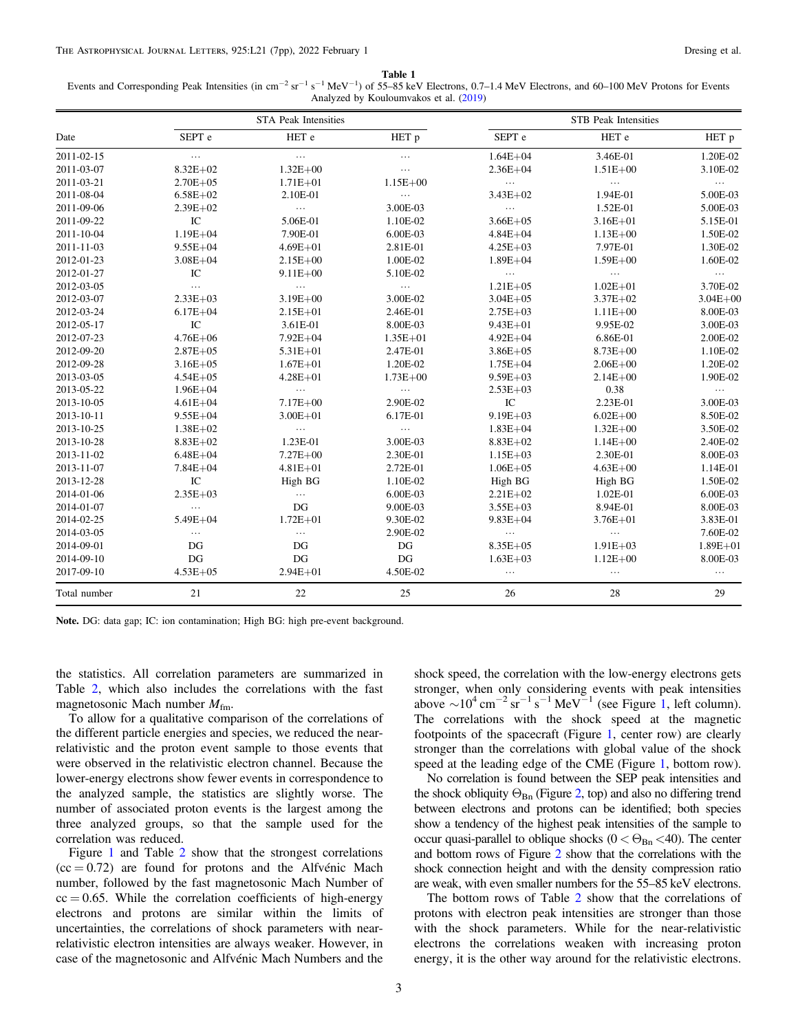**Table 1**
Events and Corresponding Peak Intensities (in $cm^{-2}$ $sr^{-1}$ $s^{-1}$ $MeV^{-1}$) of 55–85 keV Electrons, 0.7–1.4 MeV Electrons, and 60–100 MeV Protons for Events Analyzed by Kouloumvakos et al. (2019)

| Date | STA Peak Intensities | | | STB Peak Intensities | | |
|---|---|---|---|---|---|---|
| | SEPT e | HET e | HET p | SEPT e | HET e | HET p |
| 2011-02-15 | … | … | … | 1.64E+04 | 3.46E-01 | 1.20E-02 |
| 2011-03-07 | 8.32E+02 | 1.32E+00 | … | 2.36E+04 | 1.51E+00 | 3.10E-02 |
| 2011-03-21 | 2.70E+05 | 1.71E+01 | 1.15E+00 | … | … | … |
| 2011-08-04 | 6.58E+02 | 2.10E-01 | … | 3.43E+02 | 1.94E-01 | 5.00E-03 |
| 2011-09-06 | 2.39E+02 | … | 3.00E-03 | … | 1.52E-01 | 5.00E-03 |
| 2011-09-22 | IC | 5.06E-01 | 1.10E-02 | 3.66E+05 | 3.16E+01 | 5.15E-01 |
| 2011-10-04 | 1.19E+04 | 7.90E-01 | 6.00E-03 | 4.84E+04 | 1.13E+00 | 1.50E-02 |
| 2011-11-03 | 9.55E+04 | 4.69E+01 | 2.81E-01 | 4.25E+03 | 7.97E-01 | 1.30E-02 |
| 2012-01-23 | 3.08E+04 | 2.15E+00 | 1.00E-02 | 1.89E+04 | 1.59E+00 | 1.60E-02 |
| 2012-01-27 | IC | 9.11E+00 | 5.10E-02 | … | … | … |
| 2012-03-05 | … | … | … | 1.21E+05 | 1.02E+01 | 3.70E-02 |
| 2012-03-07 | 2.33E+03 | 3.19E+00 | 3.00E-02 | 3.04E+05 | 3.37E+02 | 3.04E+00 |
| 2012-03-24 | 6.17E+04 | 2.15E+01 | 2.46E-01 | 2.75E+03 | 1.11E+00 | 8.00E-03 |
| 2012-05-17 | IC | 3.61E-01 | 8.00E-03 | 9.43E+01 | 9.95E-02 | 3.00E-03 |
| 2012-07-23 | 4.76E+06 | 7.92E+04 | 1.35E+01 | 4.92E+04 | 6.86E-01 | 2.00E-02 |
| 2012-09-20 | 2.87E+05 | 5.31E+01 | 2.47E-01 | 3.86E+05 | 8.73E+00 | 1.10E-02 |
| 2012-09-28 | 3.16E+05 | 1.67E+01 | 1.20E-02 | 1.75E+04 | 2.06E+00 | 1.20E-02 |
| 2013-03-05 | 4.54E+05 | 4.28E+01 | 1.73E+00 | 9.59E+03 | 2.14E+00 | 1.90E-02 |
| 2013-05-22 | 1.96E+04 | … | … | 2.53E+03 | 0.38 | … |
| 2013-10-05 | 4.61E+04 | 7.17E+00 | 2.90E-02 | IC | 2.23E-01 | 3.00E-03 |
| 2013-10-11 | 9.55E+04 | 3.00E+01 | 6.17E-01 | 9.19E+03 | 6.02E+00 | 8.50E-02 |
| 2013-10-25 | 1.38E+02 | … | … | 1.83E+04 | 1.32E+00 | 3.50E-02 |
| 2013-10-28 | 8.83E+02 | 1.23E-01 | 3.00E-03 | 8.83E+02 | 1.14E+00 | 2.40E-02 |
| 2013-11-02 | 6.48E+04 | 7.27E+00 | 2.30E-01 | 1.15E+03 | 2.30E-01 | 8.00E-03 |
| 2013-11-07 | 7.84E+04 | 4.81E+01 | 2.72E-01 | 1.06E+05 | 4.63E+00 | 1.14E-01 |
| 2013-12-28 | IC | High BG | 1.10E-02 | High BG | High BG | 1.50E-02 |
| 2014-01-06 | 2.35E+03 | … | 6.00E-03 | 2.21E+02 | 1.02E-01 | 6.00E-03 |
| 2014-01-07 | … | DG | 9.00E-03 | 3.55E+03 | 8.94E-01 | 8.00E-03 |
| 2014-02-25 | 5.49E+04 | 1.72E+01 | 9.30E-02 | 9.83E+04 | 3.76E+01 | 3.83E-01 |
| 2014-03-05 | … | … | 2.90E-02 | … | … | 7.60E-02 |
| 2014-09-01 | DG | DG | DG | 8.35E+05 | 1.91E+03 | 1.89E+01 |
| 2014-09-10 | DG | DG | DG | 1.63E+03 | 1.12E+00 | 8.00E-03 |
| 2017-09-10 | 4.53E+05 | 2.94E+01 | 4.50E-02 | … | … | … |
| Total number | 21 | 22 | 25 | 26 | 28 | 29 |

**Note.** DG: data gap; IC: ion contamination; High BG: high pre-event background.

the statistics. All correlation parameters are summarized in Table 2, which also includes the correlations with the fast magnetosonic Mach number $M_{fm}$.

To allow for a qualitative comparison of the correlations of the different particle energies and species, we reduced the near-relativistic and the proton event sample to those events that were observed in the relativistic electron channel. Because the lower-energy electrons show fewer events in correspondence to the analyzed sample, the statistics are slightly worse. The number of associated proton events is the largest among the three analyzed groups, so that the sample used for the correlation was reduced.

Figure 1 and Table 2 show that the strongest correlations (cc = 0.72) are found for protons and the Alfvénic Mach number, followed by the fast magnetosonic Mach Number of cc = 0.65. While the correlation coefficients of high-energy electrons and protons are similar within the limits of uncertainties, the correlations of shock parameters with near-relativistic electron intensities are always weaker. However, in case of the magnetosonic and Alfvénic Mach Numbers and the shock speed, the correlation with the low-energy electrons gets stronger, when only considering events with peak intensities above $\sim 10^4$ $cm^{-2}$ $sr^{-1}$ $s^{-1}$ $MeV^{-1}$ (see Figure 1, left column). The correlations with the shock speed at the magnetic footpoints of the spacecraft (Figure 1, center row) are clearly stronger than the correlations with global value of the shock speed at the leading edge of the CME (Figure 1, bottom row).

No correlation is found between the SEP peak intensities and the shock obliquity $\Theta_{Bn}$ (Figure 2, top) and also no differing trend between electrons and protons can be identified; both species show a tendency of the highest peak intensities of the sample to occur quasi-parallel to oblique shocks ($0 < \Theta_{Bn} < 40$). The center and bottom rows of Figure 2 show that the correlations with the shock connection height and with the density compression ratio are weak, with even smaller numbers for the 55–85 keV electrons.

The bottom rows of Table 2 show that the correlations of protons with electron peak intensities are stronger than those with the shock parameters. While for the near-relativistic electrons the correlations weaken with increasing proton energy, it is the other way around for the relativistic electrons.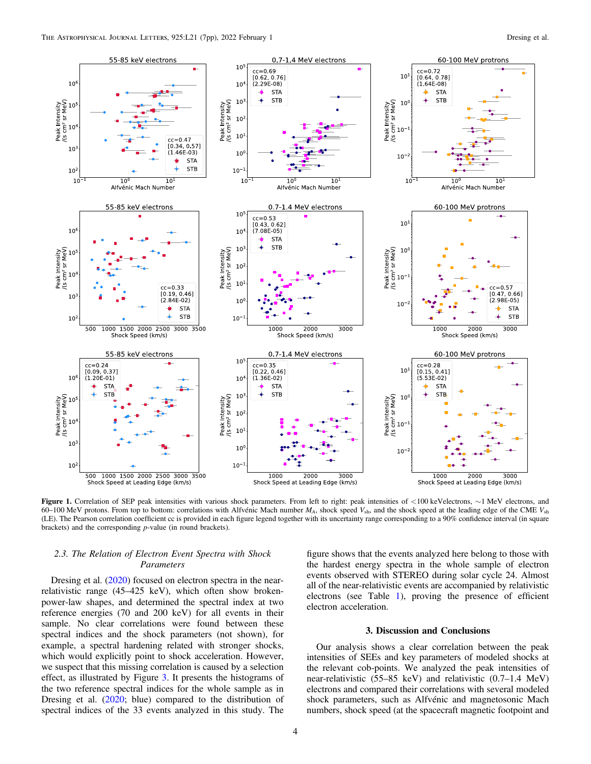**Figure 1.** Correlation of SEP peak intensities with various shock parameters. From left to right: peak intensities of <100 keVelectrons, ∼1 MeV electrons, and 60–100 MeV protons. From top to bottom: correlations with Alfvénic Mach number $M_A$, shock speed $V_{sh}$, and the shock speed at the leading edge of the CME $V_{sh}$ (LE). The Pearson correlation coefficient cc is provided in each figure legend together with its uncertainty range corresponding to a 90% confidence interval (in square brackets) and the corresponding $p$-value (in round brackets).

### 2.3. The Relation of Electron Event Spectra with Shock Parameters

Dresing et al. (2020) focused on electron spectra in the near-relativistic range (45–425 keV), which often show broken-power-law shapes, and determined the spectral index at two reference energies (70 and 200 keV) for all events in their sample. No clear correlations were found between these spectral indices and the shock parameters (not shown), for example, a spectral hardening related with stronger shocks, which would explicitly point to shock acceleration. However, we suspect that this missing correlation is caused by a selection effect, as illustrated by Figure 3. It presents the histograms of the two reference spectral indices for the whole sample as in Dresing et al. (2020; blue) compared to the distribution of spectral indices of the 33 events analyzed in this study. The figure shows that the events analyzed here belong to those with the hardest energy spectra in the whole sample of electron events observed with STEREO during solar cycle 24. Almost all of the near-relativistic events are accompanied by relativistic electrons (see Table 1), proving the presence of efficient electron acceleration.

## 3. Discussion and Conclusions

Our analysis shows a clear correlation between the peak intensities of SEEs and key parameters of modeled shocks at the relevant cob-points. We analyzed the peak intensities of near-relativistic (55–85 keV) and relativistic (0.7–1.4 MeV) electrons and compared their correlations with several modeled shock parameters, such as Alfvénic and magnetosonic Mach numbers, shock speed (at the spacecraft magnetic footpoint and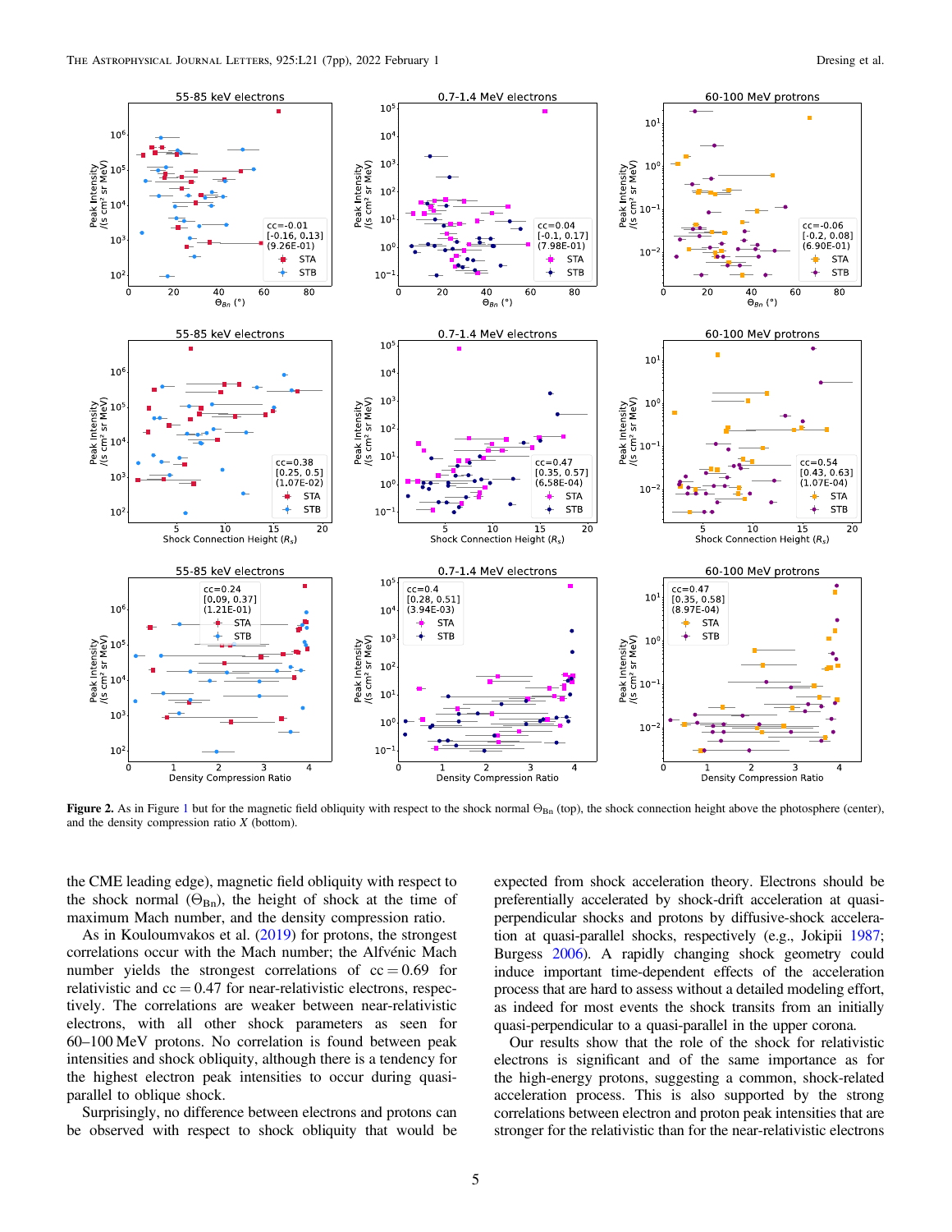Figure 2. As in Figure 1 but for the magnetic field obliquity with respect to the shock normal $\Theta_{Bn}$ (top), the shock connection height above the photosphere (center), and the density compression ratio $X$ (bottom).

the CME leading edge), magnetic field obliquity with respect to the shock normal ($\Theta_{Bn}$), the height of shock at the time of maximum Mach number, and the density compression ratio.

As in Kouloumvakos et al. (2019) for protons, the strongest correlations occur with the Mach number; the Alfvénic Mach number yields the strongest correlations of cc = 0.69 for relativistic and cc = 0.47 for near-relativistic electrons, respectively. The correlations are weaker between near-relativistic electrons, with all other shock parameters as seen for 60–100 MeV protons. No correlation is found between peak intensities and shock obliquity, although there is a tendency for the highest electron peak intensities to occur during quasi-parallel to oblique shock.

Surprisingly, no difference between electrons and protons can be observed with respect to shock obliquity that would be expected from shock acceleration theory. Electrons should be preferentially accelerated by shock-drift acceleration at quasi-perpendicular shocks and protons by diffusive-shock acceleration at quasi-parallel shocks, respectively (e.g., Jokipii 1987; Burgess 2006). A rapidly changing shock geometry could induce important time-dependent effects of the acceleration process that are hard to assess without a detailed modeling effort, as indeed for most events the shock transits from an initially quasi-perpendicular to a quasi-parallel in the upper corona.

Our results show that the role of the shock for relativistic electrons is significant and of the same importance as for the high-energy protons, suggesting a common, shock-related acceleration process. This is also supported by the strong correlations between electron and proton peak intensities that are stronger for the relativistic than for the near-relativistic electrons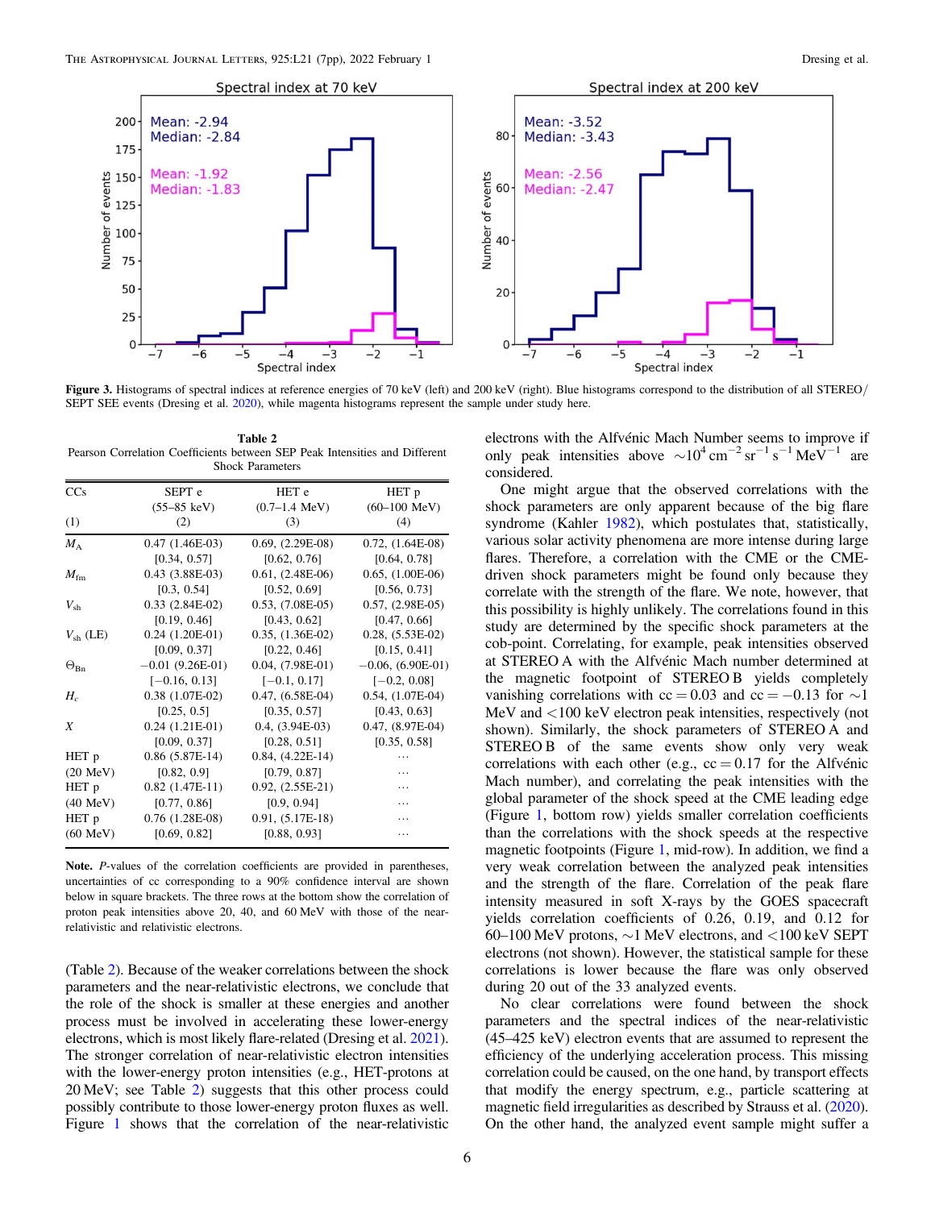**Figure 3.** Histograms of spectral indices at reference energies of 70 keV (left) and 200 keV (right). Blue histograms correspond to the distribution of all STEREO/SEPT SEE events (Dresing et al. 2020), while magenta histograms represent the sample under study here.

**Table 2**
Pearson Correlation Coefficients between SEP Peak Intensities and Different Shock Parameters

| CCs (1) | SEPT e (55–85 keV) (2) | HET e (0.7–1.4 MeV) (3) | HET p (60–100 MeV) (4) |
|---|---|---|---|
| $M_A$ | 0.47 (1.46E-03) [0.34, 0.57] | 0.69, (2.29E-08) [0.62, 0.76] | 0.72, (1.64E-08) [0.64, 0.78] |
| $M_{fm}$ | 0.43 (3.88E-03) [0.3, 0.54] | 0.61, (2.48E-06) [0.52, 0.69] | 0.65, (1.00E-06) [0.56, 0.73] |
| $V_{sh}$ | 0.33 (2.84E-02) [0.19, 0.46] | 0.53, (7.08E-05) [0.43, 0.62] | 0.57, (2.98E-05) [0.47, 0.66] |
| $V_{sh}$ (LE) | 0.24 (1.20E-01) [0.09, 0.37] | 0.35, (1.36E-02) [0.22, 0.46] | 0.28, (5.53E-02) [0.15, 0.41] |
| $\Theta_{Bn}$ | −0.01 (9.26E-01) [−0.16, 0.13] | 0.04, (7.98E-01) [−0.1, 0.17] | −0.06, (6.90E-01) [−0.2, 0.08] |
| $H_c$ | 0.38 (1.07E-02) [0.25, 0.5] | 0.47, (6.58E-04) [0.35, 0.57] | 0.54, (1.07E-04) [0.43, 0.63] |
| $X$ | 0.24 (1.21E-01) [0.09, 0.37] | 0.4, (3.94E-03) [0.28, 0.51] | 0.47, (8.97E-04) [0.35, 0.58] |
| HET p (20 MeV) | 0.86 (5.87E-14) [0.82, 0.9] | 0.84, (4.22E-14) [0.79, 0.87] | … |
| HET p (40 MeV) | 0.82 (1.47E-11) [0.77, 0.86] | 0.92, (2.55E-21) [0.9, 0.94] | … |
| HET p (60 MeV) | 0.76 (1.28E-08) [0.69, 0.82] | 0.91, (5.17E-18) [0.88, 0.93] | … |

**Note.** *P*-values of the correlation coefficients are provided in parentheses, uncertainties of cc corresponding to a 90% confidence interval are shown below in square brackets. The three rows at the bottom show the correlation of proton peak intensities above 20, 40, and 60 MeV with those of the near-relativistic and relativistic electrons.

(Table 2). Because of the weaker correlations between the shock parameters and the near-relativistic electrons, we conclude that the role of the shock is smaller at these energies and another process must be involved in accelerating these lower-energy electrons, which is most likely flare-related (Dresing et al. 2021). The stronger correlation of near-relativistic electron intensities with the lower-energy proton intensities (e.g., HET-protons at 20 MeV; see Table 2) suggests that this other process could possibly contribute to those lower-energy proton fluxes as well. Figure 1 shows that the correlation of the near-relativistic electrons with the Alfvénic Mach Number seems to improve if only peak intensities above $\sim 10^4$ cm$^{-2}$ sr$^{-1}$ s$^{-1}$ MeV$^{-1}$ are considered.

One might argue that the observed correlations with the shock parameters are only apparent because of the big flare syndrome (Kahler 1982), which postulates that, statistically, various solar activity phenomena are more intense during large flares. Therefore, a correlation with the CME or the CME-driven shock parameters might be found only because they correlate with the strength of the flare. We note, however, that this possibility is highly unlikely. The correlations found in this study are determined by the specific shock parameters at the cob-point. Correlating, for example, peak intensities observed at STEREO A with the Alfvénic Mach number determined at the magnetic footpoint of STEREO B yields completely vanishing correlations with cc = 0.03 and cc = −0.13 for ∼1 MeV and <100 keV electron peak intensities, respectively (not shown). Similarly, the shock parameters of STEREO A and STEREO B of the same events show only very weak correlations with each other (e.g., cc = 0.17 for the Alfvénic Mach number), and correlating the peak intensities with the global parameter of the shock speed at the CME leading edge (Figure 1, bottom row) yields smaller correlation coefficients than the correlations with the shock speeds at the respective magnetic footpoints (Figure 1, mid-row). In addition, we find a very weak correlation between the analyzed peak intensities and the strength of the flare. Correlation of the peak flare intensity measured in soft X-rays by the GOES spacecraft yields correlation coefficients of 0.26, 0.19, and 0.12 for 60–100 MeV protons, ∼1 MeV electrons, and <100 keV SEPT electrons (not shown). However, the statistical sample for these correlations is lower because the flare was only observed during 20 out of the 33 analyzed events.

No clear correlations were found between the shock parameters and the spectral indices of the near-relativistic (45–425 keV) electron events that are assumed to represent the efficiency of the underlying acceleration process. This missing correlation could be caused, on the one hand, by transport effects that modify the energy spectrum, e.g., particle scattering at magnetic field irregularities as described by Strauss et al. (2020). On the other hand, the analyzed event sample might suffer a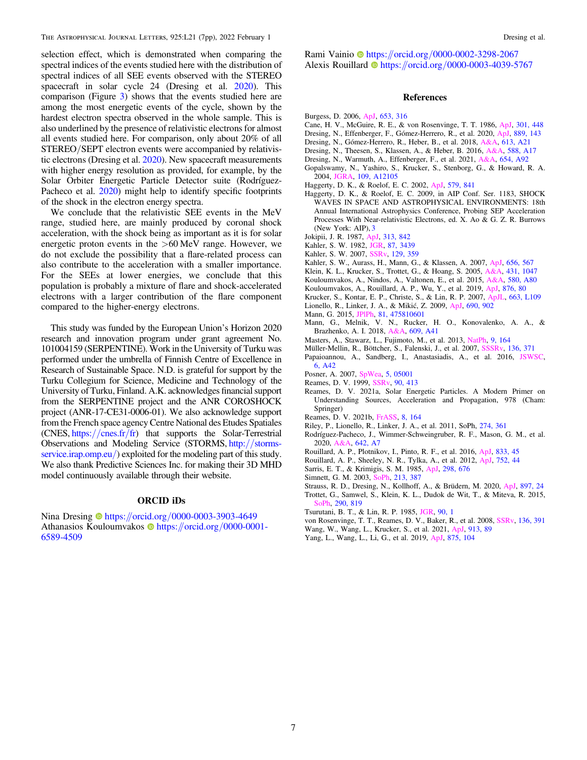selection effect, which is demonstrated when comparing the spectral indices of the events studied here with the distribution of spectral indices of all SEE events observed with the STEREO spacecraft in solar cycle 24 (Dresing et al. 2020). This comparison (Figure 3) shows that the events studied here are among the most energetic events of the cycle, shown by the hardest electron spectra observed in the whole sample. This is also underlined by the presence of relativistic electrons for almost all events studied here. For comparison, only about 20% of all STEREO/SEPT electron events were accompanied by relativistic electrons (Dresing et al. 2020). New spacecraft measurements with higher energy resolution as provided, for example, by the Solar Orbiter Energetic Particle Detector suite (Rodríguez-Pacheco et al. 2020) might help to identify specific footprints of the shock in the electron energy spectra.

We conclude that the relativistic SEE events in the MeV range, studied here, are mainly produced by coronal shock acceleration, with the shock being as important as it is for solar energetic proton events in the >60 MeV range. However, we do not exclude the possibility that a flare-related process can also contribute to the acceleration with a smaller importance. For the SEEs at lower energies, we conclude that this population is probably a mixture of flare and shock-accelerated electrons with a larger contribution of the flare component compared to the higher-energy electrons.

This study was funded by the European Union's Horizon 2020 research and innovation program under grant agreement No. 101004159 (SERPENTINE). Work in the University of Turku was performed under the umbrella of Finnish Centre of Excellence in Research of Sustainable Space. N.D. is grateful for support by the Turku Collegium for Science, Medicine and Technology of the University of Turku, Finland. A.K. acknowledges financial support from the SERPENTINE project and the ANR COROSHOCK project (ANR-17-CE31-0006-01). We also acknowledge support from the French space agency Centre National des Etudes Spatiales (CNES, https://cnes.fr/fr) that supports the Solar-Terrestrial Observations and Modeling Service (STORMS, http://storms-service.irap.omp.eu/) exploited for the modeling part of this study. We also thank Predictive Sciences Inc. for making their 3D MHD model continuously available through their website.

## ORCID iDs

Nina Dresing https://orcid.org/0000-0003-3903-4649
Athanasios Kouloumvakos https://orcid.org/0000-0001-6589-4509
Rami Vainio https://orcid.org/0000-0002-3298-2067
Alexis Rouillard https://orcid.org/0000-0003-4039-5767

## References

Burgess, D. 2006, ApJ, 653, 316
Cane, H. V., McGuire, R. E., & von Rosenvinge, T. T. 1986, ApJ, 301, 448
Dresing, N., Effenberger, F., Gómez-Herrero, R., et al. 2020, ApJ, 889, 143
Dresing, N., Gómez-Herrero, R., Heber, B., et al. 2018, A&A, 613, A21
Dresing, N., Theesen, S., Klassen, A., & Heber, B. 2016, A&A, 588, A17
Dresing, N., Warmuth, A., Effenberger, F., et al. 2021, A&A, 654, A92
Gopalswamy, N., Yashiro, S., Krucker, S., Stenborg, G., & Howard, R. A. 2004, JGRA, 109, A12105
Haggerty, D. K., & Roelof, E. C. 2002, ApJ, 579, 841
Haggerty, D. K., & Roelof, E. C. 2009, in AIP Conf. Ser. 1183, SHOCK WAVES IN SPACE AND ASTROPHYSICAL ENVIRONMENTS: 18th Annual International Astrophysics Conference, Probing SEP Acceleration Processes With Near-relativistic Electrons, ed. X. Ao & G. Z. R. Burrows (New York: AIP), 3
Jokipii, J. R. 1987, ApJ, 313, 842
Kahler, S. W. 1982, JGR, 87, 3439
Kahler, S. W. 2007, SSRv, 129, 359
Kahler, S. W., Aurass, H., Mann, G., & Klassen, A. 2007, ApJ, 656, 567
Klein, K. L., Krucker, S., Trottet, G., & Hoang, S. 2005, A&A, 431, 1047
Kouloumvakos, A., Nindos, A., Valtonen, E., et al. 2015, A&A, 580, A80
Kouloumvakos, A., Rouillard, A. P., Wu, Y., et al. 2019, ApJ, 876, 80
Krucker, S., Kontar, E. P., Christe, S., & Lin, R. P. 2007, ApJL, 663, L109
Lionello, R., Linker, J. A., & Mikić, Z. 2009, ApJ, 690, 902
Mann, G. 2015, JPlPh, 81, 475810601
Mann, G., Melnik, V. N., Rucker, H. O., Konovalenko, A. A., & Brazhenko, A. I. 2018, A&A, 609, A41
Masters, A., Stawarz, L., Fujimoto, M., et al. 2013, NatPh, 9, 164
Müller-Mellin, R., Böttcher, S., Falenski, J., et al. 2007, SSRv, 136, 371
Papaioannou, A., Sandberg, I., Anastasiadis, A., et al. 2016, JSWSC, 6, A42
Posner, A. 2007, SpWea, 5, 05001
Reames, D. V. 1999, SSRv, 90, 413
Reames, D. V. 2021a, Solar Energetic Particles. A Modern Primer on Understanding Sources, Acceleration and Propagation, 978 (Cham: Springer)
Reames, D. V. 2021b, FrASS, 8, 164
Riley, P., Lionello, R., Linker, J. A., et al. 2011, SoPh, 274, 361
Rodríguez-Pacheco, J., Wimmer-Schweingruber, R. F., Mason, G. M., et al. 2020, A&A, 642, A7
Rouillard, A. P., Plotnikov, I., Pinto, R. F., et al. 2016, ApJ, 833, 45
Rouillard, A. P., Sheeley, N. R., Tylka, A., et al. 2012, ApJ, 752, 44
Sarris, E. T., & Krimigis, S. M. 1985, ApJ, 298, 676
Simnett, G. M. 2003, SoPh, 213, 387
Strauss, R. D., Dresing, N., Kollhoff, A., & Brüdern, M. 2020, ApJ, 897, 24
Trottet, G., Samwel, S., Klein, K. L., Dudok de Wit, T., & Miteva, R. 2015, SoPh, 290, 819
Tsurutani, B. T., & Lin, R. P. 1985, JGR, 90, 1
von Rosenvinge, T. T., Reames, D. V., Baker, R., et al. 2008, SSRv, 136, 391
Wang, W., Wang, L., Krucker, S., et al. 2021, ApJ, 913, 89
Yang, L., Wang, L., Li, G., et al. 2019, ApJ, 875, 104